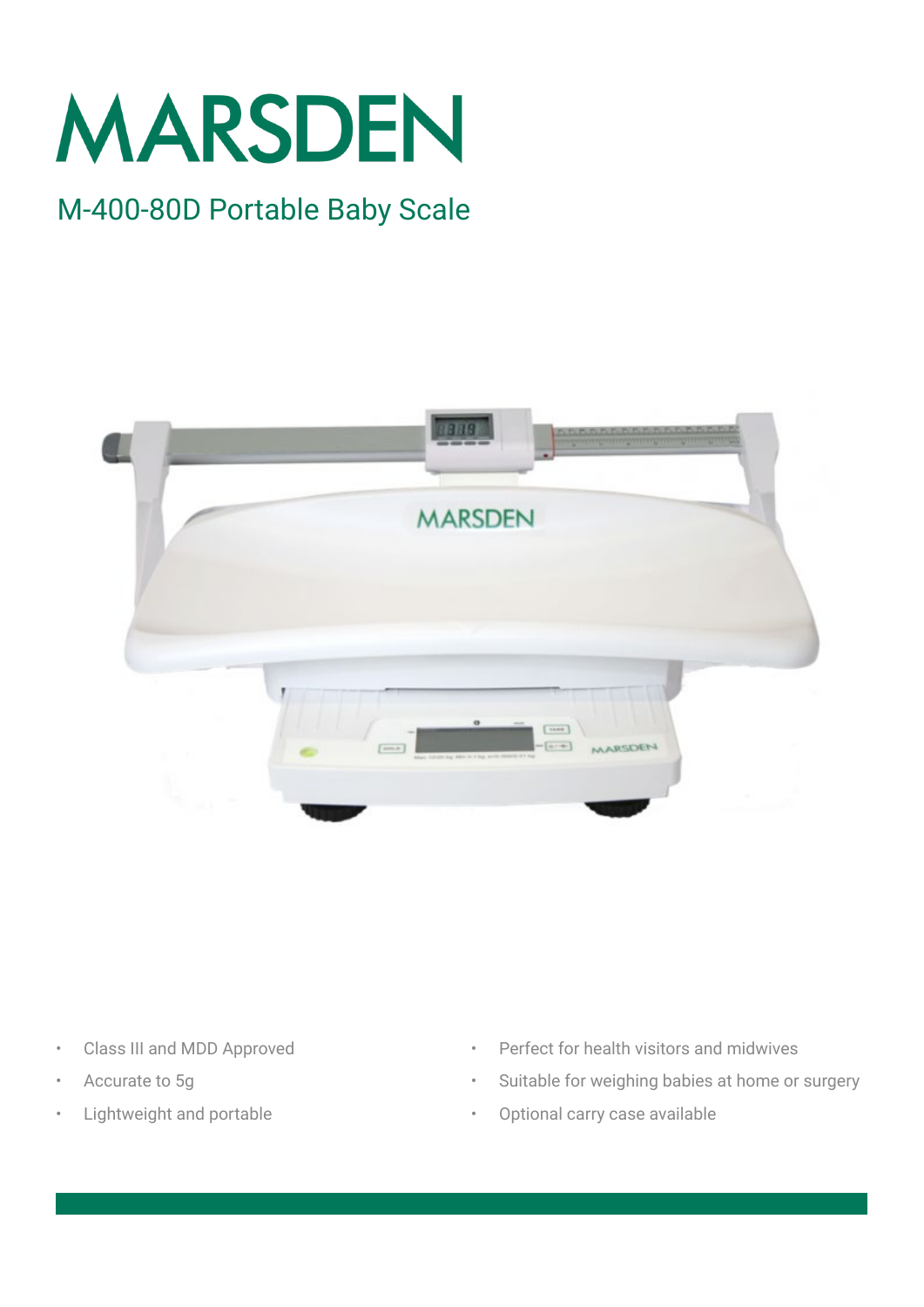# MARSDEN

## M-400-80D Portable Baby Scale

- Class III and MDD Approved
- Accurate to 5g
- Lightweight and portable
- Perfect for health visitors and midwives
- Suitable for weighing babies at home or surgery
- Optional carry case available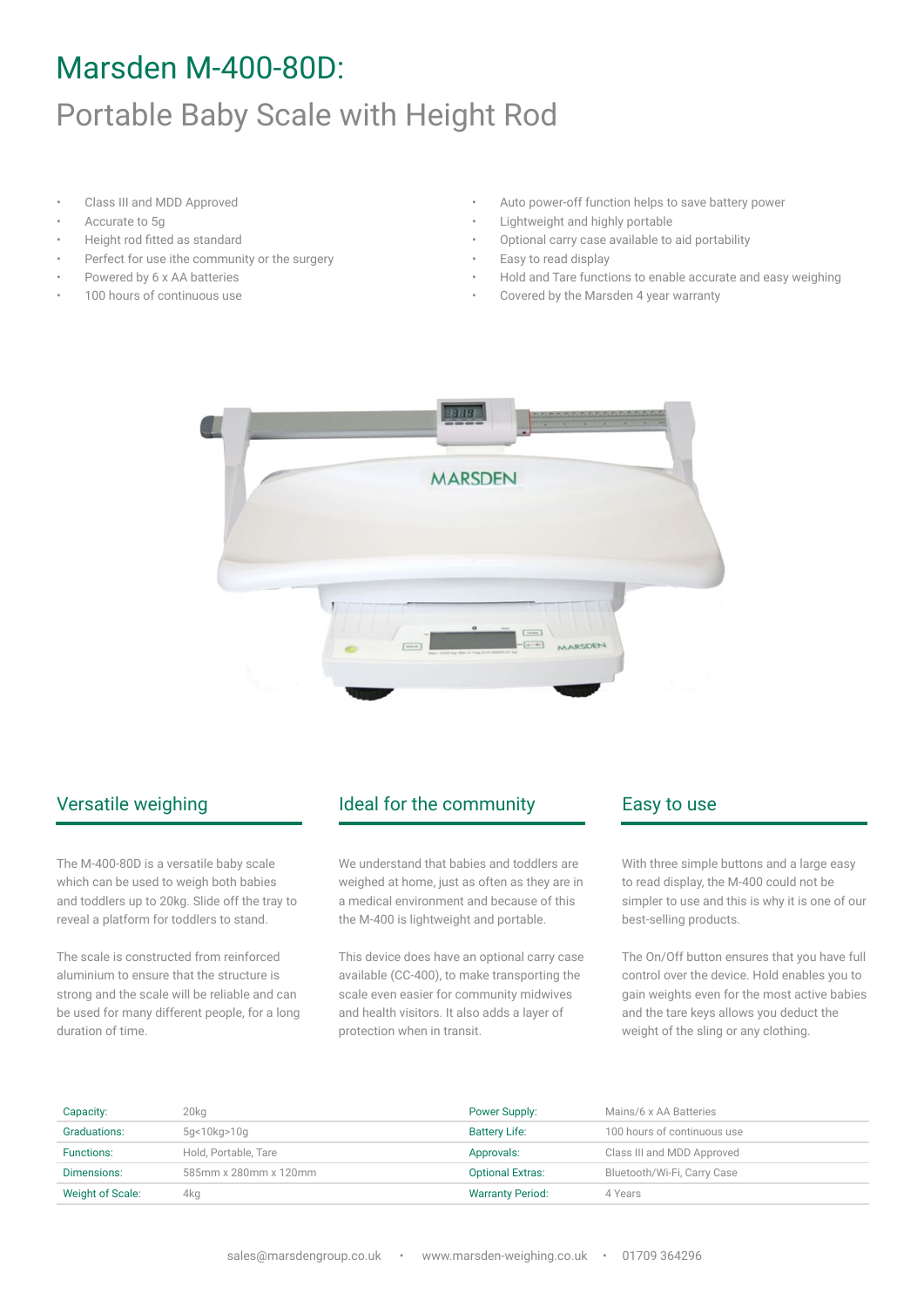# Marsden M-400-80D:

## Portable Baby Scale with Height Rod

- Class III and MDD Approved
- Accurate to 5g
- Height rod fitted as standard
- Perfect for use ithe community or the surgery
- Powered by 6 x AA batteries
- 100 hours of continuous use
- Auto power-off function helps to save battery power
- Lightweight and highly portable
- Optional carry case available to aid portability
- Easy to read display
- Hold and Tare functions to enable accurate and easy weighing
- Covered by the Marsden 4 year warranty

### Versatile weighing

The M-400-80D is a versatile baby scale which can be used to weigh both babies and toddlers up to 20kg. Slide off the tray to reveal a platform for toddlers to stand.

The scale is constructed from reinforced aluminium to ensure that the structure is strong and the scale will be reliable and can be used for many different people, for a long duration of time.

### Ideal for the community

We understand that babies and toddlers are weighed at home, just as often as they are in a medical environment and because of this the M-400 is lightweight and portable.

This device does have an optional carry case available (CC-400), to make transporting the scale even easier for community midwives and health visitors. It also adds a layer of protection when in transit.

### Easy to use

With three simple buttons and a large easy to read display, the M-400 could not be simpler to use and this is why it is one of our best-selling products.

The On/Off button ensures that you have full control over the device. Hold enables you to gain weights even for the most active babies and the tare keys allows you deduct the weight of the sling or any clothing.

| | | | |
|---|---|---|---|
| Capacity: | 20kg | Power Supply: | Mains/6 x AA Batteries |
| Graduations: | 5g<10kg>10g | Battery Life: | 100 hours of continuous use |
| Functions: | Hold, Portable, Tare | Approvals: | Class III and MDD Approved |
| Dimensions: | 585mm x 280mm x 120mm | Optional Extras: | Bluetooth/Wi-Fi, Carry Case |
| Weight of Scale: | 4kg | Warranty Period: | 4 Years |

sales@marsdengroup.co.uk • www.marsden-weighing.co.uk • 01709 364296